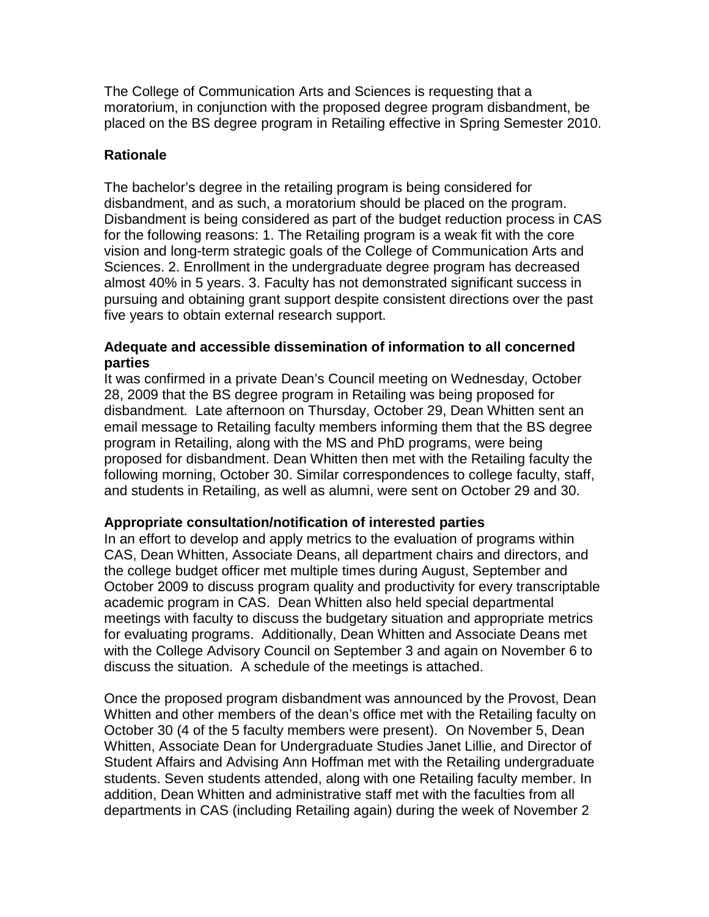The College of Communication Arts and Sciences is requesting that a moratorium, in conjunction with the proposed degree program disbandment, be placed on the BS degree program in Retailing effective in Spring Semester 2010.

**Rationale**

The bachelor's degree in the retailing program is being considered for disbandment, and as such, a moratorium should be placed on the program. Disbandment is being considered as part of the budget reduction process in CAS for the following reasons: 1. The Retailing program is a weak fit with the core vision and long-term strategic goals of the College of Communication Arts and Sciences. 2. Enrollment in the undergraduate degree program has decreased almost 40% in 5 years. 3. Faculty has not demonstrated significant success in pursuing and obtaining grant support despite consistent directions over the past five years to obtain external research support.

**Adequate and accessible dissemination of information to all concerned parties**

It was confirmed in a private Dean's Council meeting on Wednesday, October 28, 2009 that the BS degree program in Retailing was being proposed for disbandment. Late afternoon on Thursday, October 29, Dean Whitten sent an email message to Retailing faculty members informing them that the BS degree program in Retailing, along with the MS and PhD programs, were being proposed for disbandment. Dean Whitten then met with the Retailing faculty the following morning, October 30. Similar correspondences to college faculty, staff, and students in Retailing, as well as alumni, were sent on October 29 and 30.

**Appropriate consultation/notification of interested parties**

In an effort to develop and apply metrics to the evaluation of programs within CAS, Dean Whitten, Associate Deans, all department chairs and directors, and the college budget officer met multiple times during August, September and October 2009 to discuss program quality and productivity for every transcriptable academic program in CAS. Dean Whitten also held special departmental meetings with faculty to discuss the budgetary situation and appropriate metrics for evaluating programs. Additionally, Dean Whitten and Associate Deans met with the College Advisory Council on September 3 and again on November 6 to discuss the situation. A schedule of the meetings is attached.

Once the proposed program disbandment was announced by the Provost, Dean Whitten and other members of the dean's office met with the Retailing faculty on October 30 (4 of the 5 faculty members were present). On November 5, Dean Whitten, Associate Dean for Undergraduate Studies Janet Lillie, and Director of Student Affairs and Advising Ann Hoffman met with the Retailing undergraduate students. Seven students attended, along with one Retailing faculty member. In addition, Dean Whitten and administrative staff met with the faculties from all departments in CAS (including Retailing again) during the week of November 2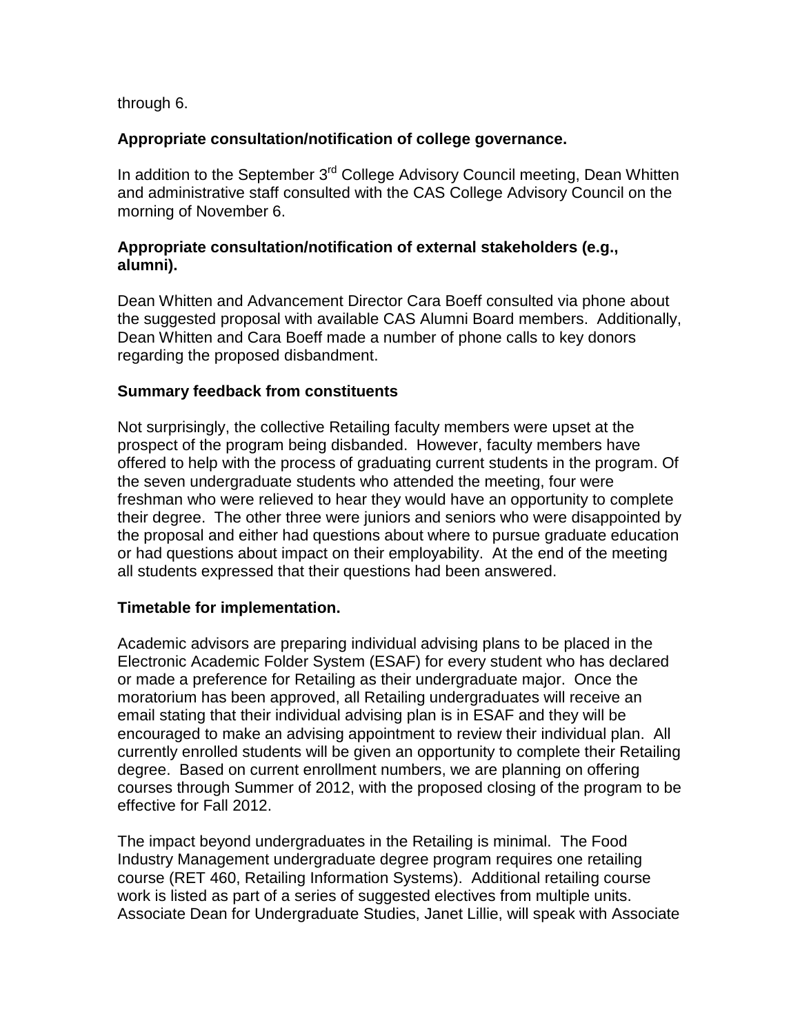through 6.

**Appropriate consultation/notification of college governance.**

In addition to the September 3rd College Advisory Council meeting, Dean Whitten and administrative staff consulted with the CAS College Advisory Council on the morning of November 6.

**Appropriate consultation/notification of external stakeholders (e.g., alumni).**

Dean Whitten and Advancement Director Cara Boeff consulted via phone about the suggested proposal with available CAS Alumni Board members. Additionally, Dean Whitten and Cara Boeff made a number of phone calls to key donors regarding the proposed disbandment.

**Summary feedback from constituents**

Not surprisingly, the collective Retailing faculty members were upset at the prospect of the program being disbanded. However, faculty members have offered to help with the process of graduating current students in the program. Of the seven undergraduate students who attended the meeting, four were freshman who were relieved to hear they would have an opportunity to complete their degree. The other three were juniors and seniors who were disappointed by the proposal and either had questions about where to pursue graduate education or had questions about impact on their employability. At the end of the meeting all students expressed that their questions had been answered.

**Timetable for implementation.**

Academic advisors are preparing individual advising plans to be placed in the Electronic Academic Folder System (ESAF) for every student who has declared or made a preference for Retailing as their undergraduate major. Once the moratorium has been approved, all Retailing undergraduates will receive an email stating that their individual advising plan is in ESAF and they will be encouraged to make an advising appointment to review their individual plan. All currently enrolled students will be given an opportunity to complete their Retailing degree. Based on current enrollment numbers, we are planning on offering courses through Summer of 2012, with the proposed closing of the program to be effective for Fall 2012.

The impact beyond undergraduates in the Retailing is minimal. The Food Industry Management undergraduate degree program requires one retailing course (RET 460, Retailing Information Systems). Additional retailing course work is listed as part of a series of suggested electives from multiple units. Associate Dean for Undergraduate Studies, Janet Lillie, will speak with Associate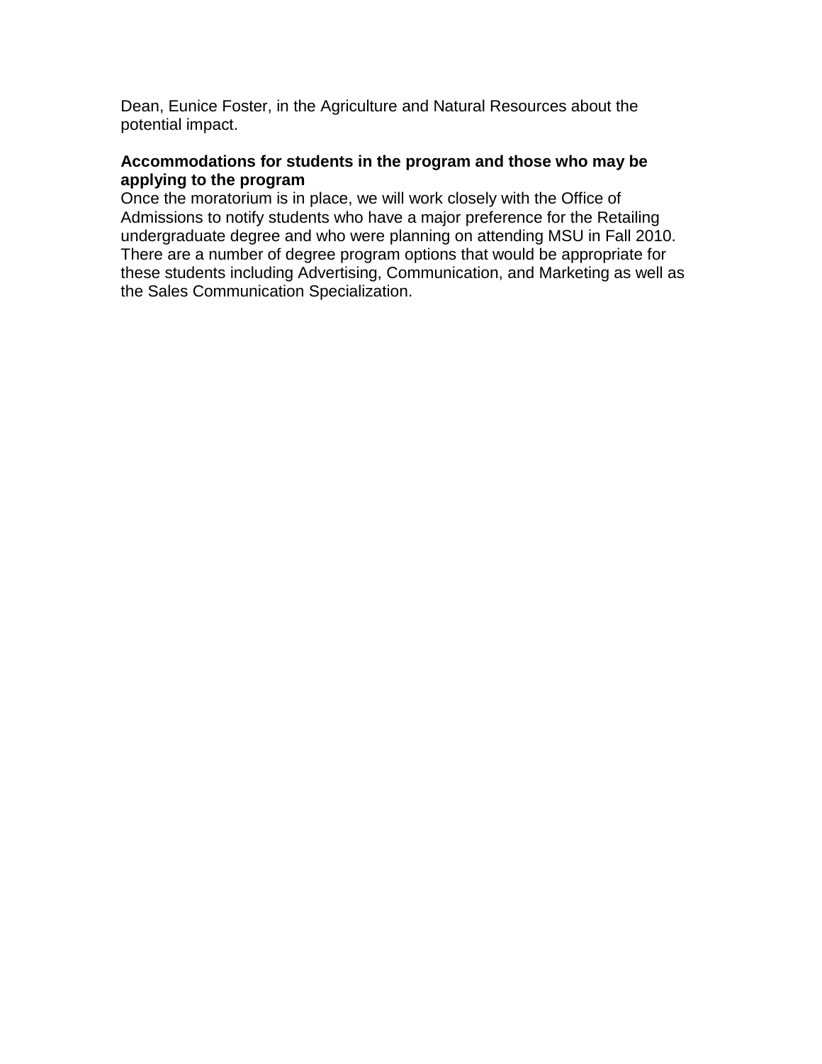Dean, Eunice Foster, in the Agriculture and Natural Resources about the potential impact.

**Accommodations for students in the program and those who may be applying to the program**

Once the moratorium is in place, we will work closely with the Office of Admissions to notify students who have a major preference for the Retailing undergraduate degree and who were planning on attending MSU in Fall 2010. There are a number of degree program options that would be appropriate for these students including Advertising, Communication, and Marketing as well as the Sales Communication Specialization.